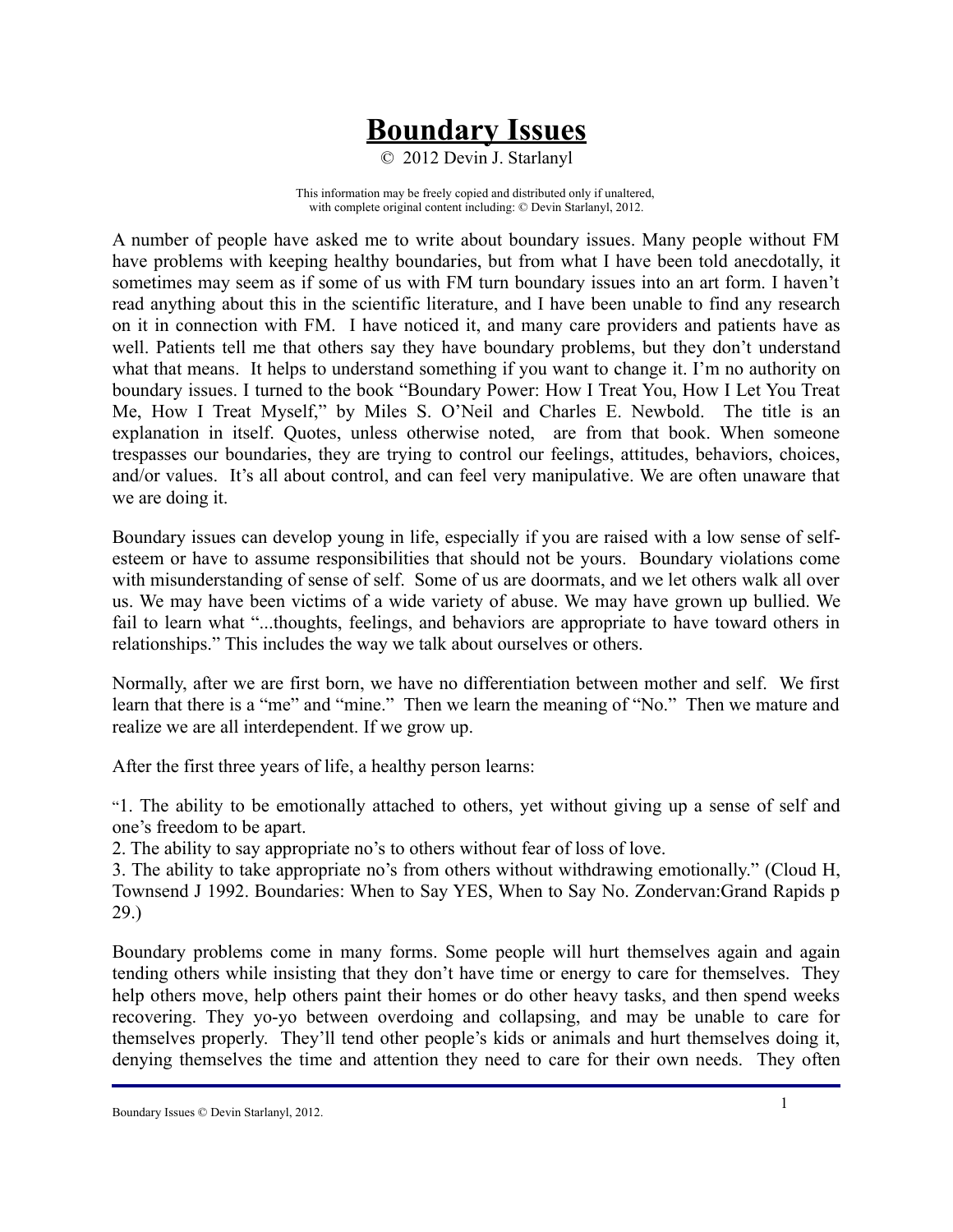# Boundary Issues

© 2012 Devin J. Starlanyl

This information may be freely copied and distributed only if unaltered, with complete original content including: © Devin Starlanyl, 2012.

A number of people have asked me to write about boundary issues. Many people without FM have problems with keeping healthy boundaries, but from what I have been told anecdotally, it sometimes may seem as if some of us with FM turn boundary issues into an art form. I haven't read anything about this in the scientific literature, and I have been unable to find any research on it in connection with FM. I have noticed it, and many care providers and patients have as well. Patients tell me that others say they have boundary problems, but they don't understand what that means. It helps to understand something if you want to change it. I'm no authority on boundary issues. I turned to the book "Boundary Power: How I Treat You, How I Let You Treat Me, How I Treat Myself," by Miles S. O'Neil and Charles E. Newbold. The title is an explanation in itself. Quotes, unless otherwise noted, are from that book. When someone trespasses our boundaries, they are trying to control our feelings, attitudes, behaviors, choices, and/or values. It's all about control, and can feel very manipulative. We are often unaware that we are doing it.

Boundary issues can develop young in life, especially if you are raised with a low sense of self-esteem or have to assume responsibilities that should not be yours. Boundary violations come with misunderstanding of sense of self. Some of us are doormats, and we let others walk all over us. We may have been victims of a wide variety of abuse. We may have grown up bullied. We fail to learn what "...thoughts, feelings, and behaviors are appropriate to have toward others in relationships." This includes the way we talk about ourselves or others.

Normally, after we are first born, we have no differentiation between mother and self. We first learn that there is a "me" and "mine." Then we learn the meaning of "No." Then we mature and realize we are all interdependent. If we grow up.

After the first three years of life, a healthy person learns:

"1. The ability to be emotionally attached to others, yet without giving up a sense of self and one's freedom to be apart.
2. The ability to say appropriate no's to others without fear of loss of love.
3. The ability to take appropriate no's from others without withdrawing emotionally." (Cloud H, Townsend J 1992. Boundaries: When to Say YES, When to Say No. Zondervan:Grand Rapids p 29.)

Boundary problems come in many forms. Some people will hurt themselves again and again tending others while insisting that they don't have time or energy to care for themselves. They help others move, help others paint their homes or do other heavy tasks, and then spend weeks recovering. They yo-yo between overdoing and collapsing, and may be unable to care for themselves properly. They'll tend other people's kids or animals and hurt themselves doing it, denying themselves the time and attention they need to care for their own needs. They often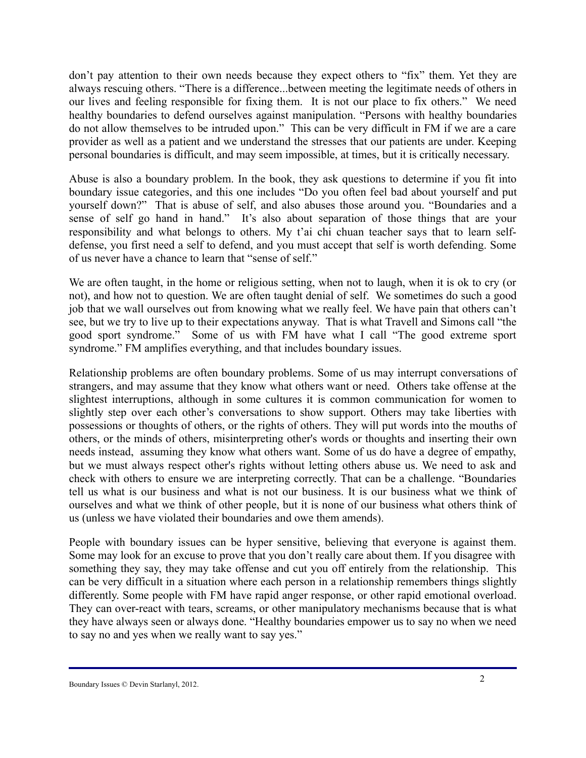don't pay attention to their own needs because they expect others to "fix" them. Yet they are always rescuing others. "There is a difference...between meeting the legitimate needs of others in our lives and feeling responsible for fixing them. It is not our place to fix others." We need healthy boundaries to defend ourselves against manipulation. "Persons with healthy boundaries do not allow themselves to be intruded upon." This can be very difficult in FM if we are a care provider as well as a patient and we understand the stresses that our patients are under. Keeping personal boundaries is difficult, and may seem impossible, at times, but it is critically necessary.

Abuse is also a boundary problem. In the book, they ask questions to determine if you fit into boundary issue categories, and this one includes "Do you often feel bad about yourself and put yourself down?" That is abuse of self, and also abuses those around you. "Boundaries and a sense of self go hand in hand." It's also about separation of those things that are your responsibility and what belongs to others. My t'ai chi chuan teacher says that to learn self-defense, you first need a self to defend, and you must accept that self is worth defending. Some of us never have a chance to learn that "sense of self."

We are often taught, in the home or religious setting, when not to laugh, when it is ok to cry (or not), and how not to question. We are often taught denial of self. We sometimes do such a good job that we wall ourselves out from knowing what we really feel. We have pain that others can't see, but we try to live up to their expectations anyway. That is what Travell and Simons call "the good sport syndrome." Some of us with FM have what I call "The good extreme sport syndrome." FM amplifies everything, and that includes boundary issues.

Relationship problems are often boundary problems. Some of us may interrupt conversations of strangers, and may assume that they know what others want or need. Others take offense at the slightest interruptions, although in some cultures it is common communication for women to slightly step over each other's conversations to show support. Others may take liberties with possessions or thoughts of others, or the rights of others. They will put words into the mouths of others, or the minds of others, misinterpreting other's words or thoughts and inserting their own needs instead, assuming they know what others want. Some of us do have a degree of empathy, but we must always respect other's rights without letting others abuse us. We need to ask and check with others to ensure we are interpreting correctly. That can be a challenge. "Boundaries tell us what is our business and what is not our business. It is our business what we think of ourselves and what we think of other people, but it is none of our business what others think of us (unless we have violated their boundaries and owe them amends).

People with boundary issues can be hyper sensitive, believing that everyone is against them. Some may look for an excuse to prove that you don't really care about them. If you disagree with something they say, they may take offense and cut you off entirely from the relationship. This can be very difficult in a situation where each person in a relationship remembers things slightly differently. Some people with FM have rapid anger response, or other rapid emotional overload. They can over-react with tears, screams, or other manipulatory mechanisms because that is what they have always seen or always done. "Healthy boundaries empower us to say no when we need to say no and yes when we really want to say yes."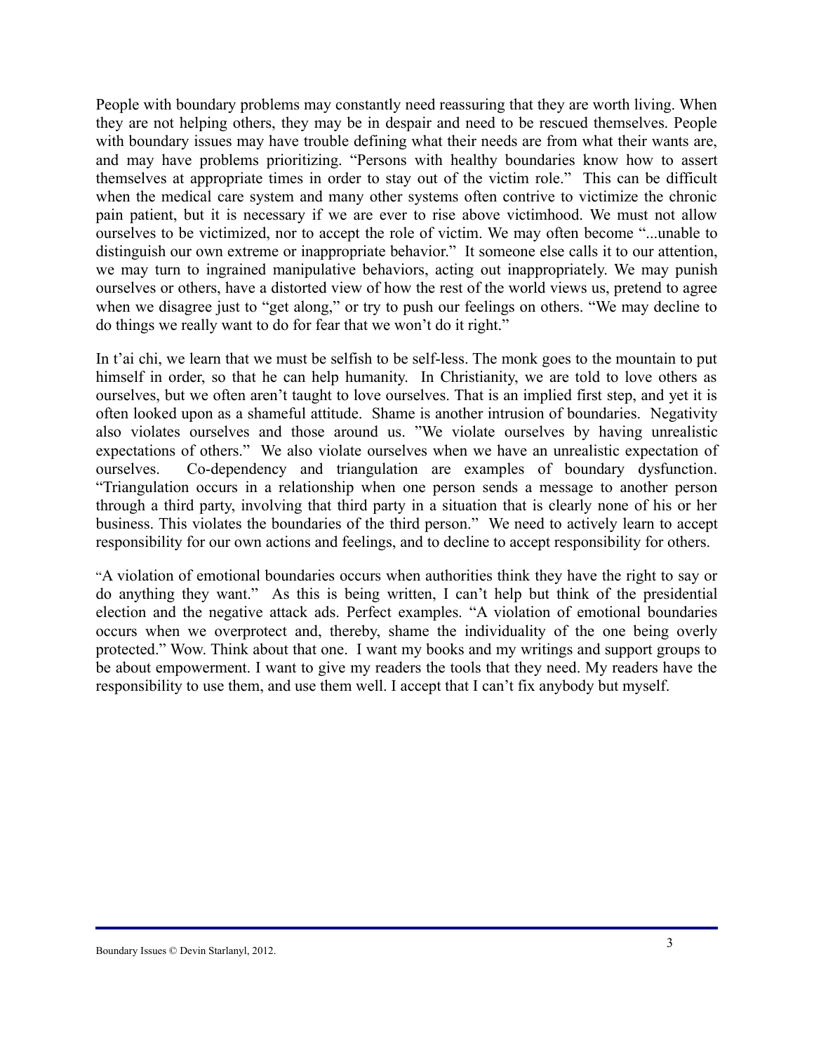People with boundary problems may constantly need reassuring that they are worth living. When they are not helping others, they may be in despair and need to be rescued themselves. People with boundary issues may have trouble defining what their needs are from what their wants are, and may have problems prioritizing. "Persons with healthy boundaries know how to assert themselves at appropriate times in order to stay out of the victim role." This can be difficult when the medical care system and many other systems often contrive to victimize the chronic pain patient, but it is necessary if we are ever to rise above victimhood. We must not allow ourselves to be victimized, nor to accept the role of victim. We may often become "...unable to distinguish our own extreme or inappropriate behavior." It someone else calls it to our attention, we may turn to ingrained manipulative behaviors, acting out inappropriately. We may punish ourselves or others, have a distorted view of how the rest of the world views us, pretend to agree when we disagree just to "get along," or try to push our feelings on others. "We may decline to do things we really want to do for fear that we won't do it right."

In t'ai chi, we learn that we must be selfish to be self-less. The monk goes to the mountain to put himself in order, so that he can help humanity. In Christianity, we are told to love others as ourselves, but we often aren't taught to love ourselves. That is an implied first step, and yet it is often looked upon as a shameful attitude. Shame is another intrusion of boundaries. Negativity also violates ourselves and those around us. "We violate ourselves by having unrealistic expectations of others." We also violate ourselves when we have an unrealistic expectation of ourselves. Co-dependency and triangulation are examples of boundary dysfunction. "Triangulation occurs in a relationship when one person sends a message to another person through a third party, involving that third party in a situation that is clearly none of his or her business. This violates the boundaries of the third person." We need to actively learn to accept responsibility for our own actions and feelings, and to decline to accept responsibility for others.

"A violation of emotional boundaries occurs when authorities think they have the right to say or do anything they want." As this is being written, I can't help but think of the presidential election and the negative attack ads. Perfect examples. "A violation of emotional boundaries occurs when we overprotect and, thereby, shame the individuality of the one being overly protected." Wow. Think about that one. I want my books and my writings and support groups to be about empowerment. I want to give my readers the tools that they need. My readers have the responsibility to use them, and use them well. I accept that I can't fix anybody but myself.